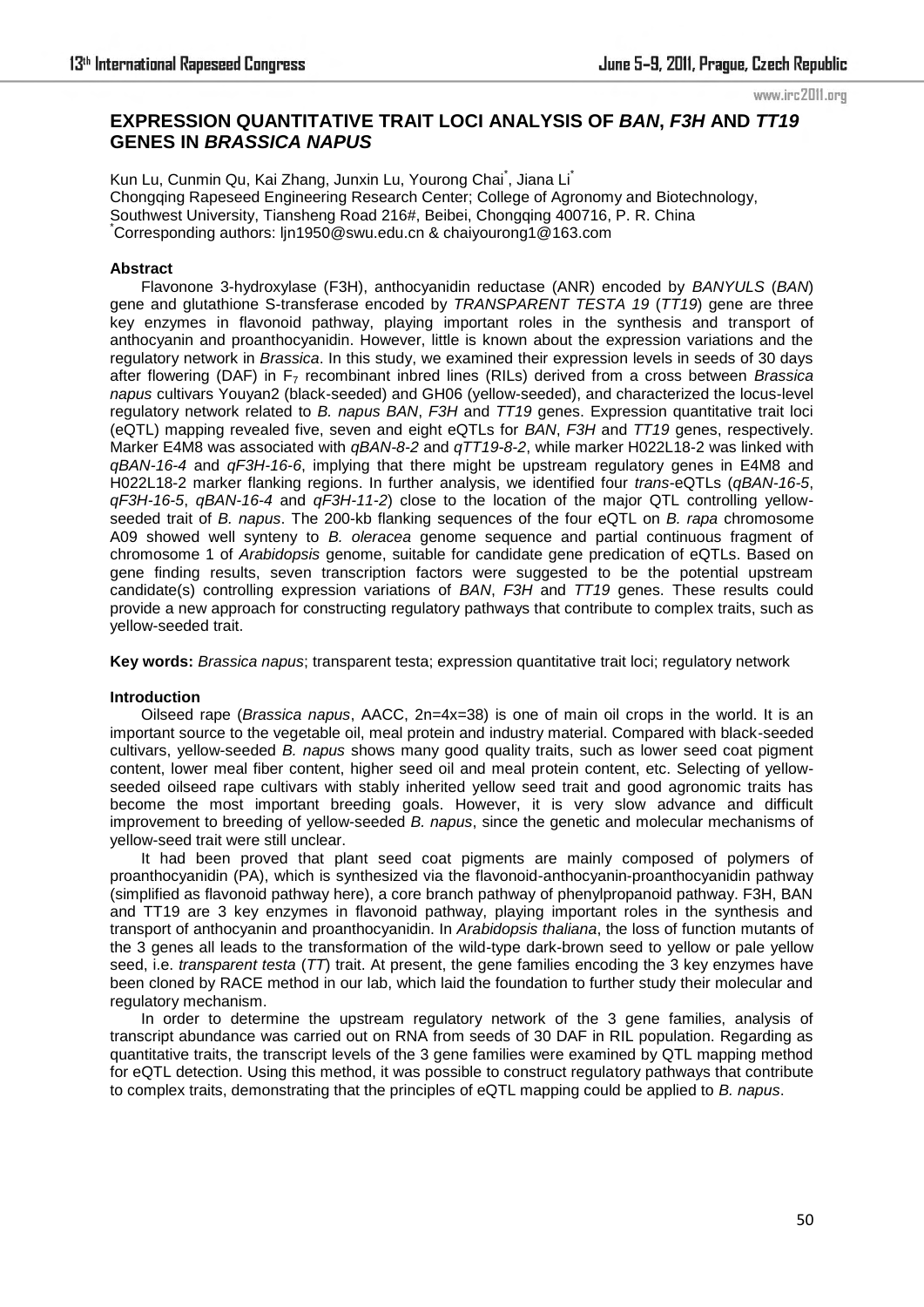# EXPRESSION QUANTITATIVE TRAIT LOCI ANALYSIS OF *BAN*, *F3H* AND *TT19* GENES IN *BRASSICA NAPUS*

Kun Lu, Cunmin Qu, Kai Zhang, Junxin Lu, Yourong Chai[*], Jiana Li[*]

Chongqing Rapeseed Engineering Research Center; College of Agronomy and Biotechnology, Southwest University, Tiansheng Road 216#, Beibei, Chongqing 400716, P. R. China

[*]Corresponding authors: ljn1950@swu.edu.cn & chaiyourong1@163.com

### Abstract

Flavonone 3-hydroxylase (F3H), anthocyanidin reductase (ANR) encoded by *BANYULS* (*BAN*) gene and glutathione S-transferase encoded by *TRANSPARENT TESTA 19* (*TT19*) gene are three key enzymes in flavonoid pathway, playing important roles in the synthesis and transport of anthocyanin and proanthocyanidin. However, little is known about the expression variations and the regulatory network in *Brassica*. In this study, we examined their expression levels in seeds of 30 days after flowering (DAF) in $F_7$ recombinant inbred lines (RILs) derived from a cross between *Brassica napus* cultivars Youyan2 (black-seeded) and GH06 (yellow-seeded), and characterized the locus-level regulatory network related to *B. napus BAN*, *F3H* and *TT19* genes. Expression quantitative trait loci (eQTL) mapping revealed five, seven and eight eQTLs for *BAN*, *F3H* and *TT19* genes, respectively. Marker E4M8 was associated with *qBAN-8-2* and *qTT19-8-2*, while marker H022L18-2 was linked with *qBAN-16-4* and *qF3H-16-6*, implying that there might be upstream regulatory genes in E4M8 and H022L18-2 marker flanking regions. In further analysis, we identified four *trans*-eQTLs (*qBAN-16-5*, *qF3H-16-5*, *qBAN-16-4* and *qF3H-11-2*) close to the location of the major QTL controlling yellow-seeded trait of *B. napus*. The 200-kb flanking sequences of the four eQTL on *B. rapa* chromosome A09 showed well synteny to *B. oleracea* genome sequence and partial continuous fragment of chromosome 1 of *Arabidopsis* genome, suitable for candidate gene predication of eQTLs. Based on gene finding results, seven transcription factors were suggested to be the potential upstream candidate(s) controlling expression variations of *BAN*, *F3H* and *TT19* genes. These results could provide a new approach for constructing regulatory pathways that contribute to complex traits, such as yellow-seeded trait.

**Key words:** *Brassica napus*; transparent testa; expression quantitative trait loci; regulatory network

### Introduction

Oilseed rape (*Brassica napus*, AACC, 2n=4x=38) is one of main oil crops in the world. It is an important source to the vegetable oil, meal protein and industry material. Compared with black-seeded cultivars, yellow-seeded *B. napus* shows many good quality traits, such as lower seed coat pigment content, lower meal fiber content, higher seed oil and meal protein content, etc. Selecting of yellow-seeded oilseed rape cultivars with stably inherited yellow seed trait and good agronomic traits has become the most important breeding goals. However, it is very slow advance and difficult improvement to breeding of yellow-seeded *B. napus*, since the genetic and molecular mechanisms of yellow-seed trait were still unclear.

It had been proved that plant seed coat pigments are mainly composed of polymers of proanthocyanidin (PA), which is synthesized via the flavonoid-anthocyanin-proanthocyanidin pathway (simplified as flavonoid pathway here), a core branch pathway of phenylpropanoid pathway. F3H, BAN and TT19 are 3 key enzymes in flavonoid pathway, playing important roles in the synthesis and transport of anthocyanin and proanthocyanidin. In *Arabidopsis thaliana*, the loss of function mutants of the 3 genes all leads to the transformation of the wild-type dark-brown seed to yellow or pale yellow seed, i.e. *transparent testa* (*TT*) trait. At present, the gene families encoding the 3 key enzymes have been cloned by RACE method in our lab, which laid the foundation to further study their molecular and regulatory mechanism.

In order to determine the upstream regulatory network of the 3 gene families, analysis of transcript abundance was carried out on RNA from seeds of 30 DAF in RIL population. Regarding as quantitative traits, the transcript levels of the 3 gene families were examined by QTL mapping method for eQTL detection. Using this method, it was possible to construct regulatory pathways that contribute to complex traits, demonstrating that the principles of eQTL mapping could be applied to *B. napus*.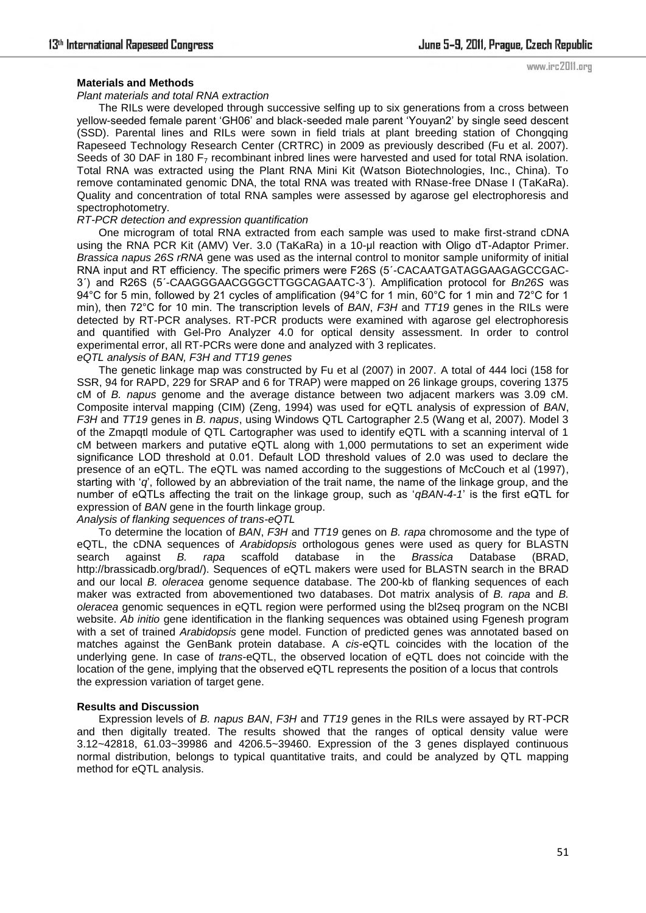## Materials and Methods

*Plant materials and total RNA extraction*

The RILs were developed through successive selfing up to six generations from a cross between yellow-seeded female parent 'GH06' and black-seeded male parent 'Youyan2' by single seed descent (SSD). Parental lines and RILs were sown in field trials at plant breeding station of Chongqing Rapeseed Technology Research Center (CRTRC) in 2009 as previously described (Fu et al. 2007). Seeds of 30 DAF in 180 $F_7$ recombinant inbred lines were harvested and used for total RNA isolation. Total RNA was extracted using the Plant RNA Mini Kit (Watson Biotechnologies, Inc., China). To remove contaminated genomic DNA, the total RNA was treated with RNase-free DNase I (TaKaRa). Quality and concentration of total RNA samples were assessed by agarose gel electrophoresis and spectrophotometry.

*RT-PCR detection and expression quantification*

One microgram of total RNA extracted from each sample was used to make first-strand cDNA using the RNA PCR Kit (AMV) Ver. 3.0 (TaKaRa) in a 10-µl reaction with Oligo dT-Adaptor Primer. *Brassica napus 26S rRNA* gene was used as the internal control to monitor sample uniformity of initial RNA input and RT efficiency. The specific primers were F26S (5´-CACAATGATAGGAAGAGCCGAC-3´) and R26S (5´-CAAGGGAACGGGCTTGGCAGAATC-3´). Amplification protocol for *Bn26S* was 94°C for 5 min, followed by 21 cycles of amplification (94°C for 1 min, 60°C for 1 min and 72°C for 1 min), then 72°C for 10 min. The transcription levels of *BAN*, *F3H* and *TT19* genes in the RILs were detected by RT-PCR analyses. RT-PCR products were examined with agarose gel electrophoresis and quantified with Gel-Pro Analyzer 4.0 for optical density assessment. In order to control experimental error, all RT-PCRs were done and analyzed with 3 replicates.

*eQTL analysis of BAN, F3H and TT19 genes*

The genetic linkage map was constructed by Fu et al (2007) in 2007. A total of 444 loci (158 for SSR, 94 for RAPD, 229 for SRAP and 6 for TRAP) were mapped on 26 linkage groups, covering 1375 cM of *B. napus* genome and the average distance between two adjacent markers was 3.09 cM. Composite interval mapping (CIM) (Zeng, 1994) was used for eQTL analysis of expression of *BAN*, *F3H* and *TT19* genes in *B. napus*, using Windows QTL Cartographer 2.5 (Wang et al, 2007). Model 3 of the Zmapqtl module of QTL Cartographer was used to identify eQTL with a scanning interval of 1 cM between markers and putative eQTL along with 1,000 permutations to set an experiment wide significance LOD threshold at 0.01. Default LOD threshold values of 2.0 was used to declare the presence of an eQTL. The eQTL was named according to the suggestions of McCouch et al (1997), starting with '*q*', followed by an abbreviation of the trait name, the name of the linkage group, and the number of eQTLs affecting the trait on the linkage group, such as '*qBAN-4-1*' is the first eQTL for expression of *BAN* gene in the fourth linkage group.

*Analysis of flanking sequences of trans-eQTL*

To determine the location of *BAN*, *F3H* and *TT19* genes on *B. rapa* chromosome and the type of eQTL, the cDNA sequences of *Arabidopsis* orthologous genes were used as query for BLASTN search against *B. rapa* scaffold database in the *Brassica* Database (BRAD, http://brassicadb.org/brad/). Sequences of eQTL makers were used for BLASTN search in the BRAD and our local *B. oleracea* genome sequence database. The 200-kb of flanking sequences of each maker was extracted from abovementioned two databases. Dot matrix analysis of *B. rapa* and *B. oleracea* genomic sequences in eQTL region were performed using the bl2seq program on the NCBI website. *Ab initio* gene identification in the flanking sequences was obtained using Fgenesh program with a set of trained *Arabidopsis* gene model. Function of predicted genes was annotated based on matches against the GenBank protein database. A *cis*-eQTL coincides with the location of the underlying gene. In case of *trans*-eQTL, the observed location of eQTL does not coincide with the location of the gene, implying that the observed eQTL represents the position of a locus that controls the expression variation of target gene.

## Results and Discussion

Expression levels of *B. napus BAN*, *F3H* and *TT19* genes in the RILs were assayed by RT-PCR and then digitally treated. The results showed that the ranges of optical density value were 3.12~42818, 61.03~39986 and 4206.5~39460. Expression of the 3 genes displayed continuous normal distribution, belongs to typical quantitative traits, and could be analyzed by QTL mapping method for eQTL analysis.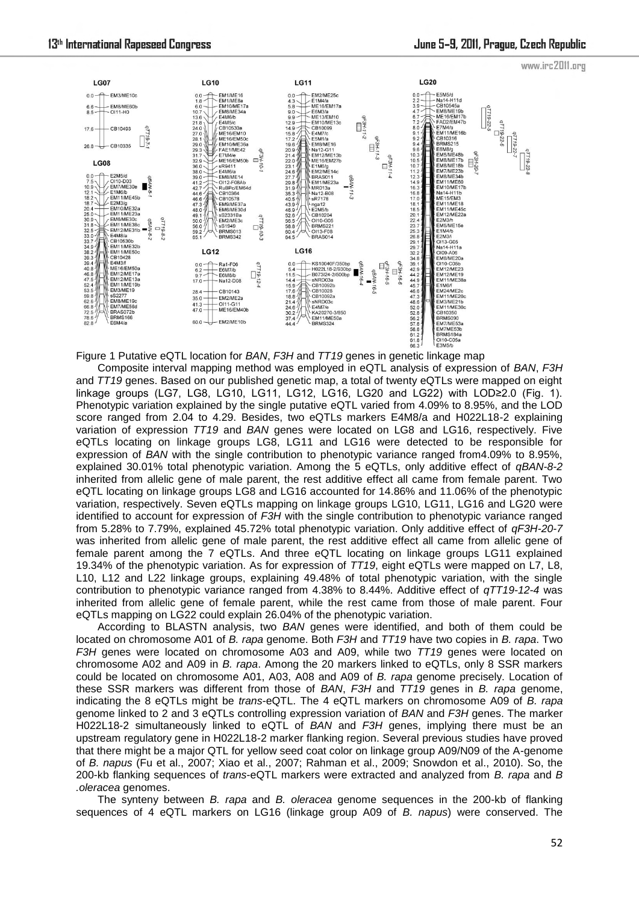Figure 1 Putative eQTL location for *BAN*, *F3H* and *TT19* genes in genetic linkage map

Composite interval mapping method was employed in eQTL analysis of expression of *BAN*, *F3H* and *TT19* genes. Based on our published genetic map, a total of twenty eQTLs were mapped on eight linkage groups (LG7, LG8, LG10, LG11, LG12, LG16, LG20 and LG22) with LOD≥2.0 (Fig. 1). Phenotypic variation explained by the single putative eQTL varied from 4.09% to 8.95%, and the LOD score ranged from 2.04 to 4.29. Besides, two eQTLs markers E4M8/a and H022L18-2 explaining variation of expression *TT19* and *BAN* genes were located on LG8 and LG16, respectively. Five eQTLs locating on linkage groups LG8, LG11 and LG16 were detected to be responsible for expression of *BAN* with the single contribution to phenotypic variance ranged from4.09% to 8.95%, explained 30.01% total phenotypic variation. Among the 5 eQTLs, only additive effect of *qBAN-8-2* inherited from allelic gene of male parent, the rest additive effect all came from female parent. Two eQTL locating on linkage groups LG8 and LG16 accounted for 14.86% and 11.06% of the phenotypic variation, respectively. Seven eQTLs mapping on linkage groups LG10, LG11, LG16 and LG20 were identified to account for expression of *F3H* with the single contribution to phenotypic variance ranged from 5.28% to 7.79%, explained 45.72% total phenotypic variation. Only additive effect of *qF3H-20-7* was inherited from allelic gene of male parent, the rest additive effect all came from allelic gene of female parent among the 7 eQTLs. And three eQTL locating on linkage groups LG11 explained 19.34% of the phenotypic variation. As for expression of *TT19*, eight eQTLs were mapped on L7, L8, L10, L12 and L22 linkage groups, explaining 49.48% of total phenotypic variation, with the single contribution to phenotypic variance ranged from 4.38% to 8.44%. Additive effect of *qTT19-12-4* was inherited from allelic gene of female parent, while the rest came from those of male parent. Four eQTLs mapping on LG22 could explain 26.04% of the phenotypic variation.

According to BLASTN analysis, two *BAN* genes were identified, and both of them could be located on chromosome A01 of *B. rapa* genome. Both *F3H* and *TT19* have two copies in *B. rapa*. Two *F3H* genes were located on chromosome A03 and A09, while two *TT19* genes were located on chromosome A02 and A09 in *B. rapa*. Among the 20 markers linked to eQTLs, only 8 SSR markers could be located on chromosome A01, A03, A08 and A09 of *B. rapa* genome precisely. Location of these SSR markers was different from those of *BAN*, *F3H* and *TT19* genes in *B. rapa* genome, indicating the 8 eQTLs might be *trans*-eQTL. The 4 eQTL markers on chromosome A09 of *B. rapa* genome linked to 2 and 3 eQTLs controlling expression variation of *BAN* and *F3H* genes. The marker H022L18-2 simultaneously linked to eQTL of *BAN* and *F3H* genes, implying there must be an upstream regulatory gene in H022L18-2 marker flanking region. Several previous studies have proved that there might be a major QTL for yellow seed coat color on linkage group A09/N09 of the A-genome of *B. napus* (Fu et al., 2007; Xiao et al., 2007; Rahman et al., 2009; Snowdon et al., 2010). So, the 200-kb flanking sequences of *trans*-eQTL markers were extracted and analyzed from *B. rapa* and *B .oleracea* genomes.

The synteny between *B. rapa* and *B. oleracea* genome sequences in the 200-kb of flanking sequences of 4 eQTL markers on LG16 (linkage group A09 of *B. napus*) were conserved. The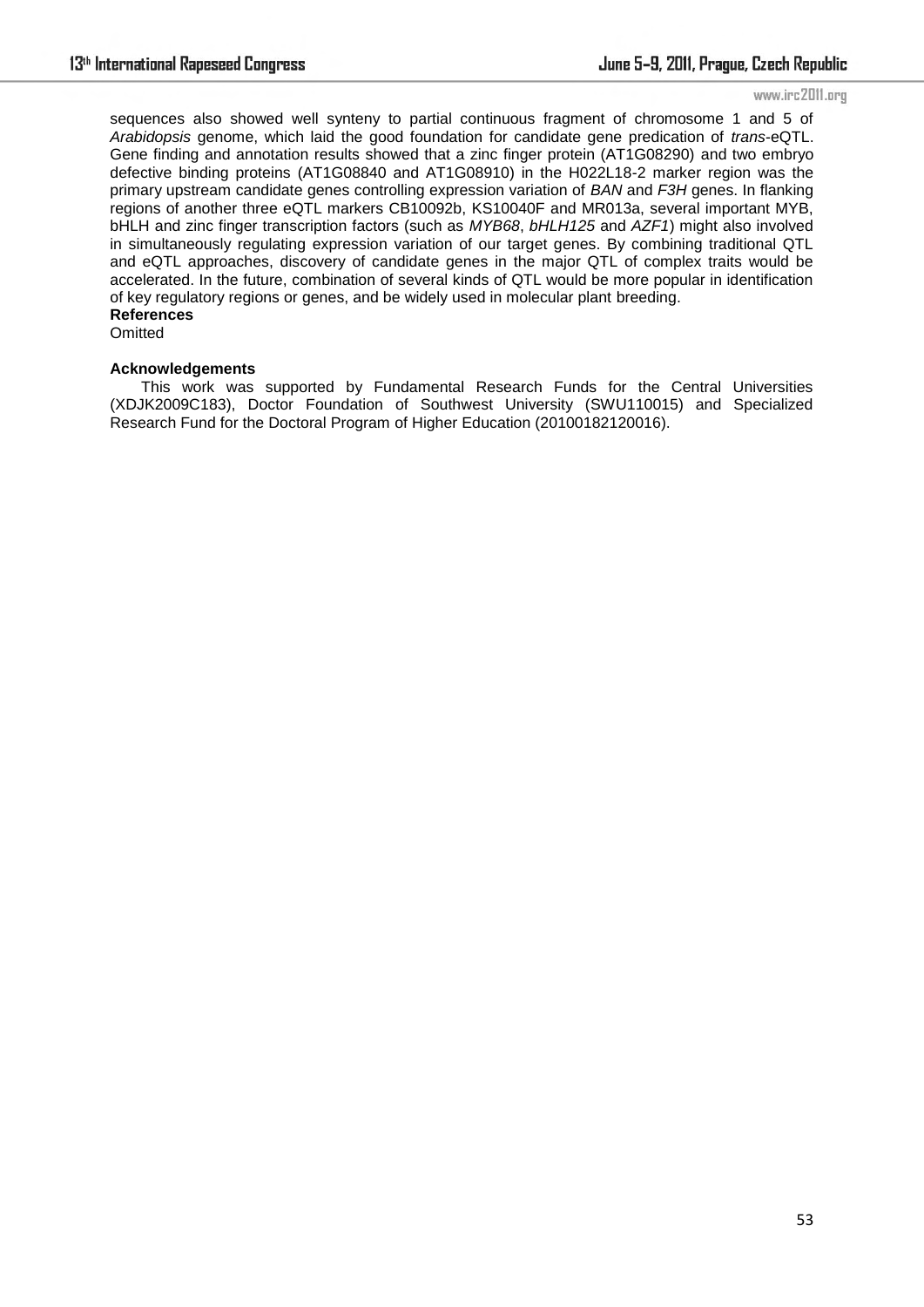sequences also showed well synteny to partial continuous fragment of chromosome 1 and 5 of *Arabidopsis* genome, which laid the good foundation for candidate gene predication of *trans*-eQTL. Gene finding and annotation results showed that a zinc finger protein (AT1G08290) and two embryo defective binding proteins (AT1G08840 and AT1G08910) in the H022L18-2 marker region was the primary upstream candidate genes controlling expression variation of *BAN* and *F3H* genes. In flanking regions of another three eQTL markers CB10092b, KS10040F and MR013a, several important MYB, bHLH and zinc finger transcription factors (such as *MYB68*, *bHLH125* and *AZF1*) might also involved in simultaneously regulating expression variation of our target genes. By combining traditional QTL and eQTL approaches, discovery of candidate genes in the major QTL of complex traits would be accelerated. In the future, combination of several kinds of QTL would be more popular in identification of key regulatory regions or genes, and be widely used in molecular plant breeding.

**References**

Omitted

**Acknowledgements**

This work was supported by Fundamental Research Funds for the Central Universities (XDJK2009C183), Doctor Foundation of Southwest University (SWU110015) and Specialized Research Fund for the Doctoral Program of Higher Education (20100182120016).